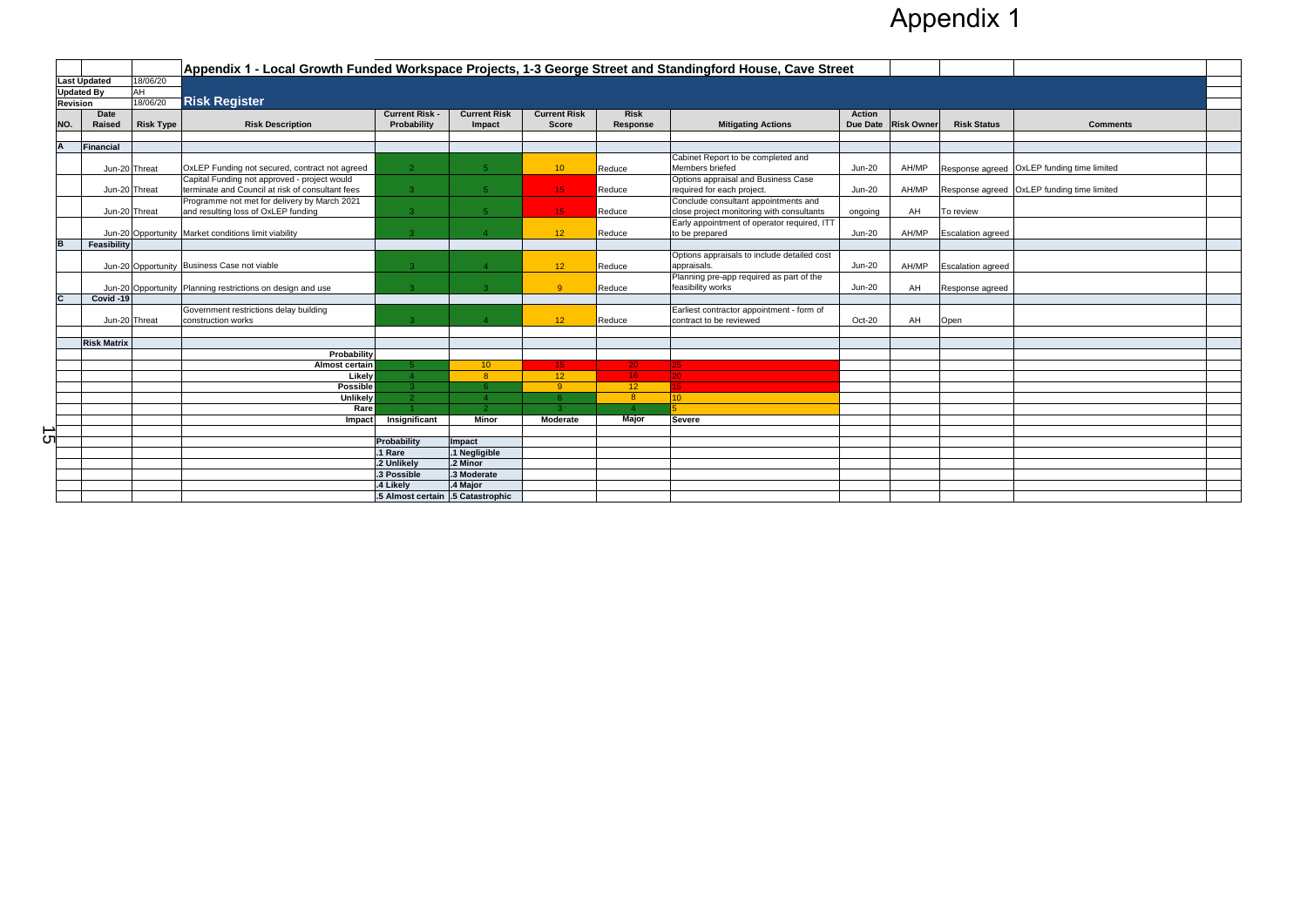# Appendix 1

## Appendix 1 - Local Growth Funded Workspace Projects, 1-3 George Street and Standingford House, Cave Street

| | |
|---|---|
| Last Updated | 18/06/20 |
| Updated By | AH |
| Revision | 18/06/20 |

## Risk Register

| NO. | Date Raised | Risk Type | Risk Description | Current Risk - Probability | Current Risk Impact | Current Risk Score | Risk Response | Mitigating Actions | Action Due Date | Risk Owner | Risk Status | Comments |
|---|---|---|---|---|---|---|---|---|---|---|---|---|
| A | Financial | | | | | | | | | | | |
| | Jun-20 | Threat | OxLEP Funding not secured, contract not agreed | 2 | 5 | 10 | Reduce | Cabinet Report to be completed and Members briefed | Jun-20 | AH/MP | Response agreed | OxLEP funding time limited |
| | Jun-20 | Threat | Capital Funding not approved - project would terminate and Council at risk of consultant fees | 3 | 5 | 15 | Reduce | Options appraisal and Business Case required for each project. | Jun-20 | AH/MP | Response agreed | OxLEP funding time limited |
| | Jun-20 | Threat | Programme not met for delivery by March 2021 and resulting loss of OxLEP funding | 3 | 5 | 15 | Reduce | Conclude consultant appointments and close project monitoring with consultants | ongoing | AH | To review | |
| | Jun-20 | Opportunity | Market conditions limit viability | 3 | 4 | 12 | Reduce | Early appointment of operator required, ITT to be prepared | Jun-20 | AH/MP | Escalation agreed | |
| B | Feasibility | | | | | | | | | | | |
| | Jun-20 | Opportunity | Business Case not viable | 3 | 4 | 12 | Reduce | Options appraisals to include detailed cost appraisals. | Jun-20 | AH/MP | Escalation agreed | |
| | Jun-20 | Opportunity | Planning restrictions on design and use | 3 | 3 | 9 | Reduce | Planning pre-app required as part of the feasibility works | Jun-20 | AH | Response agreed | |
| C | Covid -19 | | | | | | | | | | | |
| | Jun-20 | Threat | Government restrictions delay building construction works | 3 | 4 | 12 | Reduce | Earliest contractor appointment - form of contract to be reviewed | Oct-20 | AH | Open | |

### Risk Matrix

| Probability | | | | | |
|---|---|---|---|---|---|
| Almost certain | 5 | 10 | 15 | 20 | 25 |
| Likely | 4 | 8 | 12 | 16 | 20 |
| Possible | 3 | 6 | 9 | 12 | 15 |
| Unlikely | 2 | 4 | 6 | 8 | 10 |
| Rare | 1 | 2 | 3 | 4 | 5 |
| Impact | Insignificant | Minor | Moderate | Major | Severe |

| Probability | Impact |
|---|---|
| .1 Rare | .1 Negligible |
| .2 Unlikely | .2 Minor |
| .3 Possible | .3 Moderate |
| .4 Likely | .4 Major |
| .5 Almost certain | .5 Catastrophic |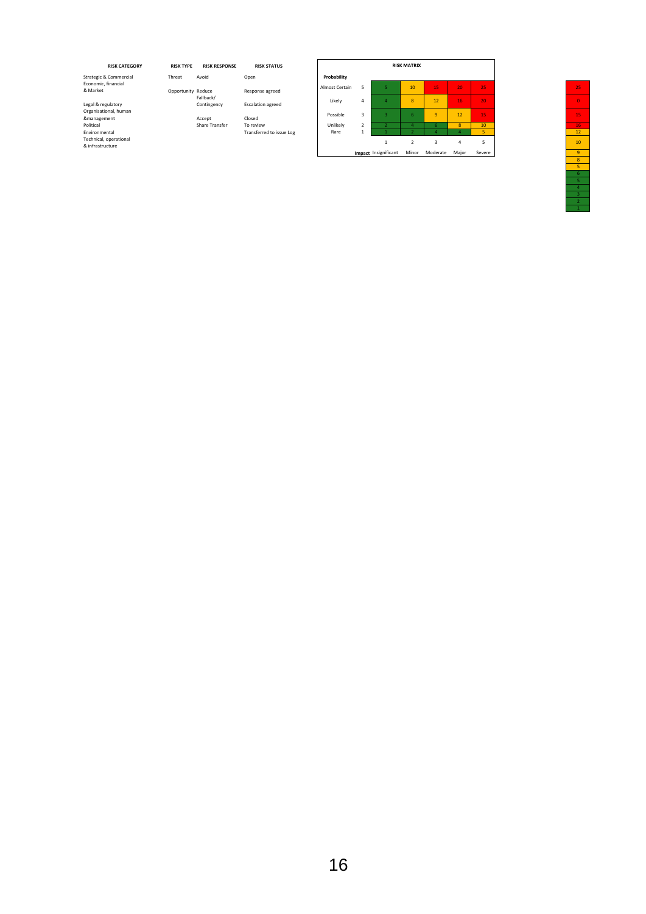| RISK CATEGORY | RISK TYPE | RISK RESPONSE | RISK STATUS |
|---|---|---|---|
| Strategic & Commercial | Threat | Avoid | Open |
| Economic, financial & Market | Opportunity | Reduce | Response agreed |
| Legal & regulatory | | Fallback/ Contingency | Escalation agreed |
| Organisational, human &management | | Accept | Closed |
| Political | | Share Transfer | To review |
| Environmental | | | Transferred to issue Log |
| Technical, operational & infrastructure | | | |

**RISK MATRIX**

| Probability | | | | | | |
|---|---|---|---|---|---|---|
| Almost Certain | 5 | 5 | 10 | 15 | 20 | 25 |
| Likely | 4 | 4 | 8 | 12 | 16 | 20 |
| Possible | 3 | 3 | 6 | 9 | 12 | 15 |
| Unlikely | 2 | 2 | 4 | 6 | 8 | 10 |
| Rare | 1 | 1 | 2 | 4 | 4 | 5 |
| | | 1 | 2 | 3 | 4 | 5 |
| | **Impact** | Insignificant | Minor | Moderate | Major | Severe |

25
0
15
16
12
10
9
8
5
6
5
4
3
2
1